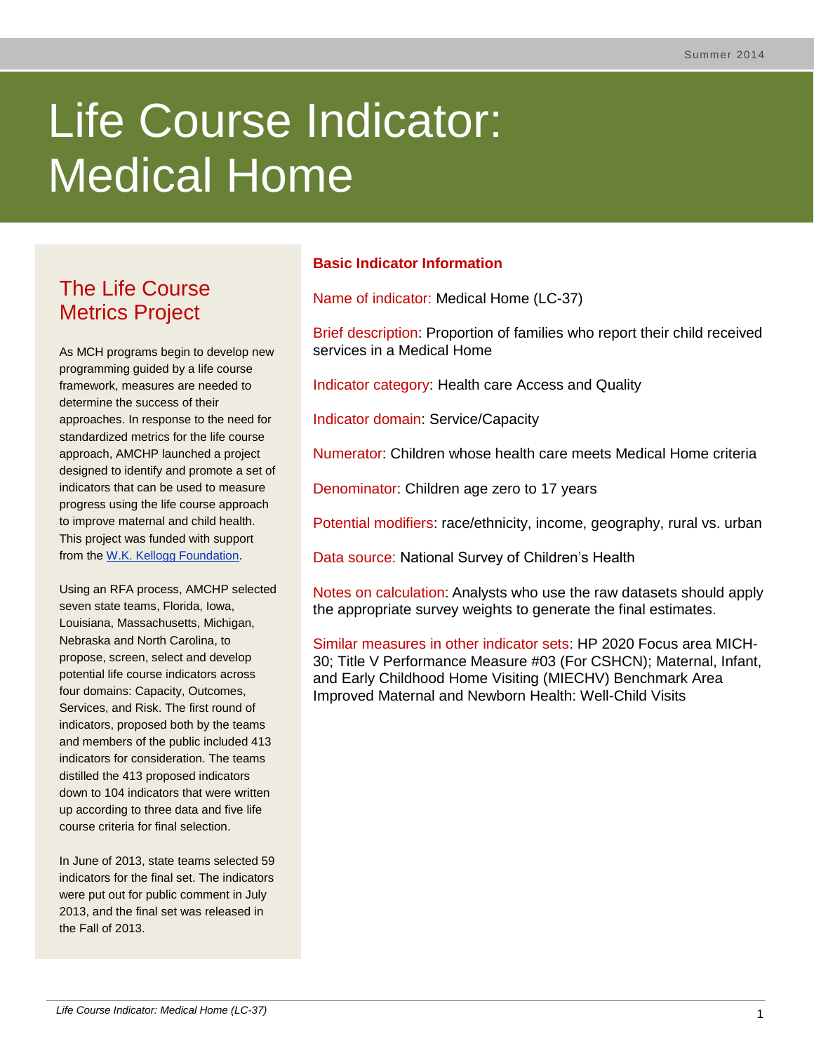# Life Course Indicator: Medical Home

## The Life Course Metrics Project

As MCH programs begin to develop new programming guided by a life course framework, measures are needed to determine the success of their approaches. In response to the need for standardized metrics for the life course approach, AMCHP launched a project designed to identify and promote a set of indicators that can be used to measure progress using the life course approach to improve maternal and child health. This project was funded with support from the W.K. Kellogg Foundation.

Using an RFA process, AMCHP selected seven state teams, Florida, Iowa, Louisiana, Massachusetts, Michigan, Nebraska and North Carolina, to propose, screen, select and develop potential life course indicators across four domains: Capacity, Outcomes, Services, and Risk. The first round of indicators, proposed both by the teams and members of the public included 413 indicators for consideration. The teams distilled the 413 proposed indicators down to 104 indicators that were written up according to three data and five life course criteria for final selection.

In June of 2013, state teams selected 59 indicators for the final set. The indicators were put out for public comment in July 2013, and the final set was released in the Fall of 2013.

## Basic Indicator Information

Name of indicator: Medical Home (LC-37)

Brief description: Proportion of families who report their child received services in a Medical Home

Indicator category: Health care Access and Quality

Indicator domain: Service/Capacity

Numerator: Children whose health care meets Medical Home criteria

Denominator: Children age zero to 17 years

Potential modifiers: race/ethnicity, income, geography, rural vs. urban

Data source: National Survey of Children's Health

Notes on calculation: Analysts who use the raw datasets should apply the appropriate survey weights to generate the final estimates.

Similar measures in other indicator sets: HP 2020 Focus area MICH-30; Title V Performance Measure #03 (For CSHCN); Maternal, Infant, and Early Childhood Home Visiting (MIECHV) Benchmark Area Improved Maternal and Newborn Health: Well-Child Visits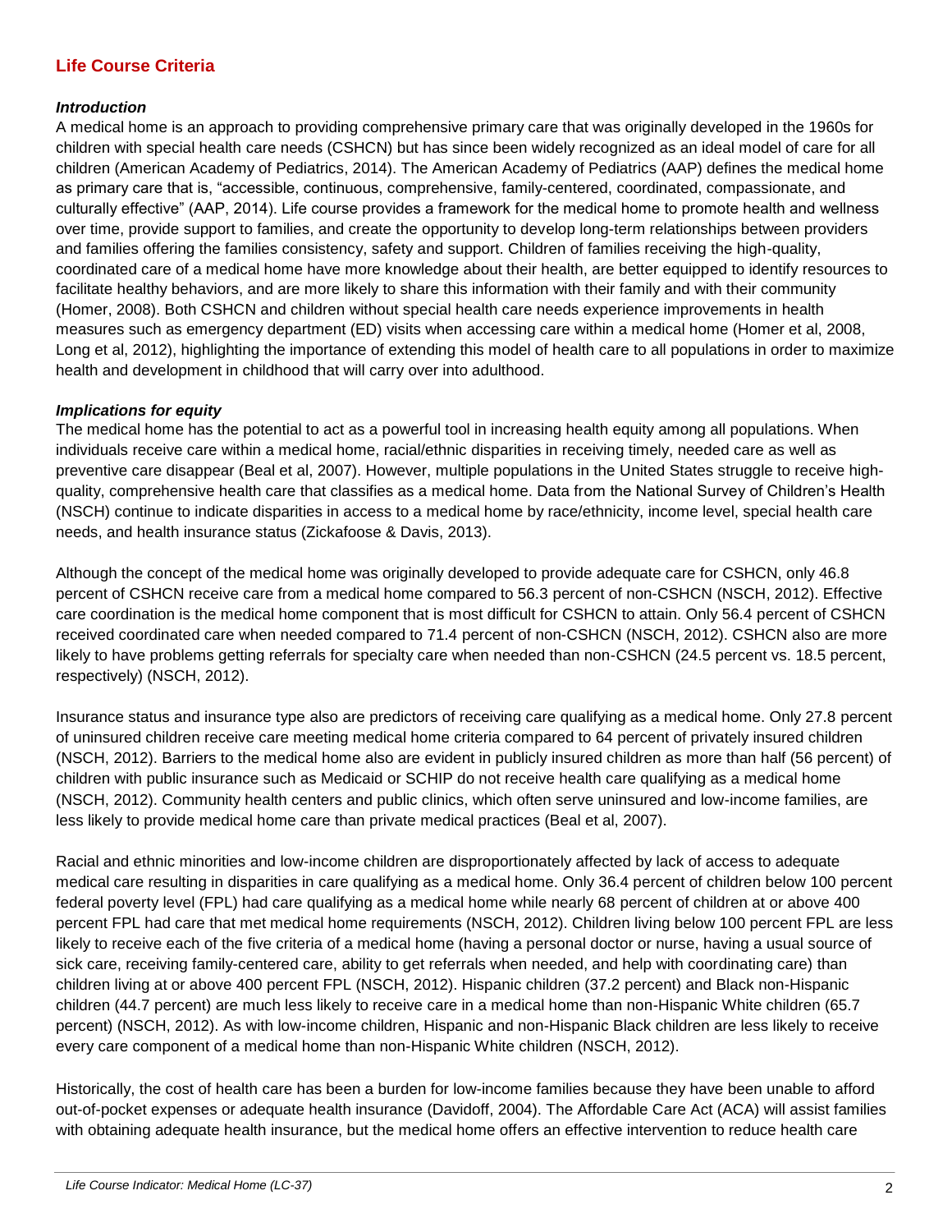## Life Course Criteria

### *Introduction*

A medical home is an approach to providing comprehensive primary care that was originally developed in the 1960s for children with special health care needs (CSHCN) but has since been widely recognized as an ideal model of care for all children (American Academy of Pediatrics, 2014). The American Academy of Pediatrics (AAP) defines the medical home as primary care that is, "accessible, continuous, comprehensive, family-centered, coordinated, compassionate, and culturally effective" (AAP, 2014). Life course provides a framework for the medical home to promote health and wellness over time, provide support to families, and create the opportunity to develop long-term relationships between providers and families offering the families consistency, safety and support. Children of families receiving the high-quality, coordinated care of a medical home have more knowledge about their health, are better equipped to identify resources to facilitate healthy behaviors, and are more likely to share this information with their family and with their community (Homer, 2008). Both CSHCN and children without special health care needs experience improvements in health measures such as emergency department (ED) visits when accessing care within a medical home (Homer et al, 2008, Long et al, 2012), highlighting the importance of extending this model of health care to all populations in order to maximize health and development in childhood that will carry over into adulthood.

### *Implications for equity*

The medical home has the potential to act as a powerful tool in increasing health equity among all populations. When individuals receive care within a medical home, racial/ethnic disparities in receiving timely, needed care as well as preventive care disappear (Beal et al, 2007). However, multiple populations in the United States struggle to receive high-quality, comprehensive health care that classifies as a medical home. Data from the National Survey of Children's Health (NSCH) continue to indicate disparities in access to a medical home by race/ethnicity, income level, special health care needs, and health insurance status (Zickafoose & Davis, 2013).

Although the concept of the medical home was originally developed to provide adequate care for CSHCN, only 46.8 percent of CSHCN receive care from a medical home compared to 56.3 percent of non-CSHCN (NSCH, 2012). Effective care coordination is the medical home component that is most difficult for CSHCN to attain. Only 56.4 percent of CSHCN received coordinated care when needed compared to 71.4 percent of non-CSHCN (NSCH, 2012). CSHCN also are more likely to have problems getting referrals for specialty care when needed than non-CSHCN (24.5 percent vs. 18.5 percent, respectively) (NSCH, 2012).

Insurance status and insurance type also are predictors of receiving care qualifying as a medical home. Only 27.8 percent of uninsured children receive care meeting medical home criteria compared to 64 percent of privately insured children (NSCH, 2012). Barriers to the medical home also are evident in publicly insured children as more than half (56 percent) of children with public insurance such as Medicaid or SCHIP do not receive health care qualifying as a medical home (NSCH, 2012). Community health centers and public clinics, which often serve uninsured and low-income families, are less likely to provide medical home care than private medical practices (Beal et al, 2007).

Racial and ethnic minorities and low-income children are disproportionately affected by lack of access to adequate medical care resulting in disparities in care qualifying as a medical home. Only 36.4 percent of children below 100 percent federal poverty level (FPL) had care qualifying as a medical home while nearly 68 percent of children at or above 400 percent FPL had care that met medical home requirements (NSCH, 2012). Children living below 100 percent FPL are less likely to receive each of the five criteria of a medical home (having a personal doctor or nurse, having a usual source of sick care, receiving family-centered care, ability to get referrals when needed, and help with coordinating care) than children living at or above 400 percent FPL (NSCH, 2012). Hispanic children (37.2 percent) and Black non-Hispanic children (44.7 percent) are much less likely to receive care in a medical home than non-Hispanic White children (65.7 percent) (NSCH, 2012). As with low-income children, Hispanic and non-Hispanic Black children are less likely to receive every care component of a medical home than non-Hispanic White children (NSCH, 2012).

Historically, the cost of health care has been a burden for low-income families because they have been unable to afford out-of-pocket expenses or adequate health insurance (Davidoff, 2004). The Affordable Care Act (ACA) will assist families with obtaining adequate health insurance, but the medical home offers an effective intervention to reduce health care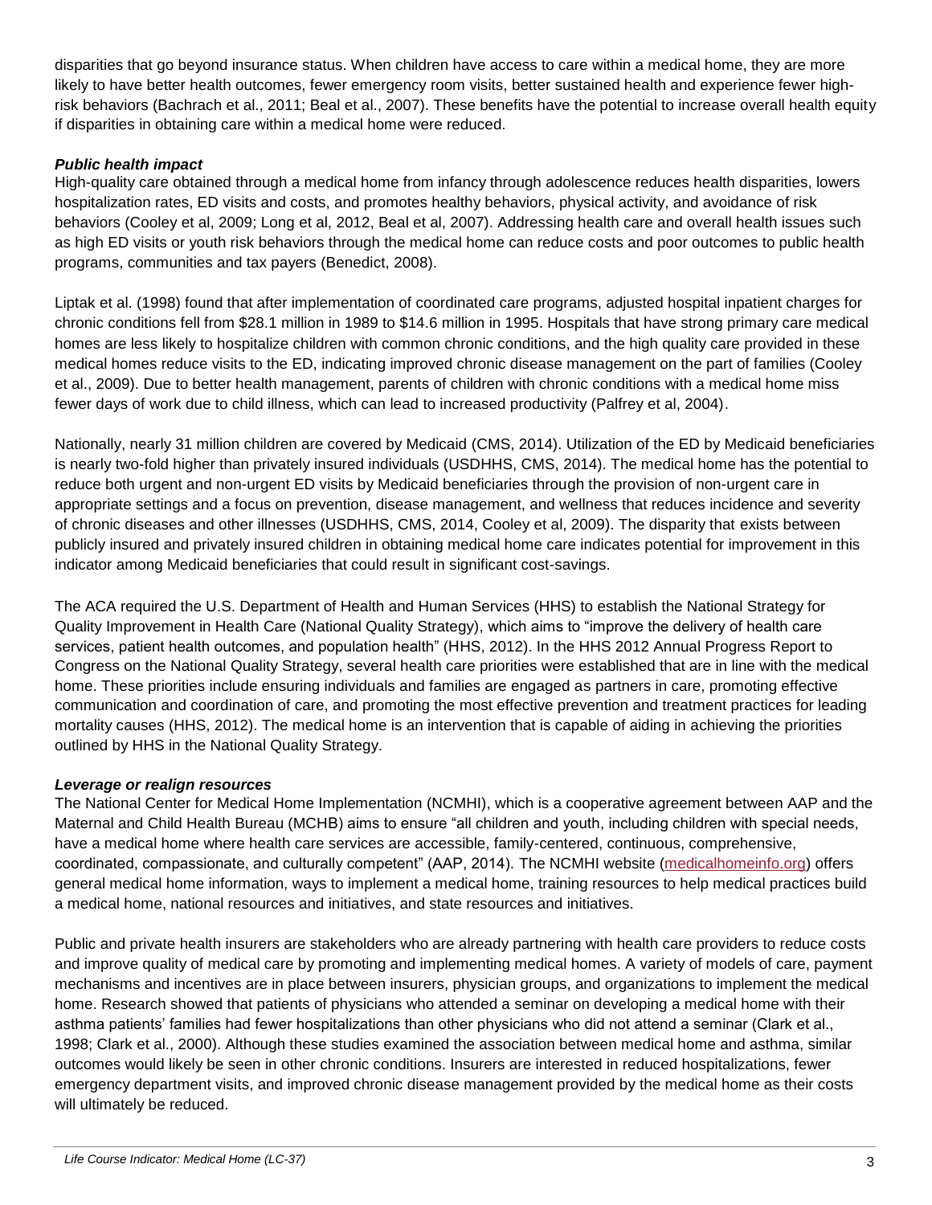disparities that go beyond insurance status. When children have access to care within a medical home, they are more likely to have better health outcomes, fewer emergency room visits, better sustained health and experience fewer high-risk behaviors (Bachrach et al., 2011; Beal et al., 2007). These benefits have the potential to increase overall health equity if disparities in obtaining care within a medical home were reduced.

***Public health impact***

High-quality care obtained through a medical home from infancy through adolescence reduces health disparities, lowers hospitalization rates, ED visits and costs, and promotes healthy behaviors, physical activity, and avoidance of risk behaviors (Cooley et al, 2009; Long et al, 2012, Beal et al, 2007). Addressing health care and overall health issues such as high ED visits or youth risk behaviors through the medical home can reduce costs and poor outcomes to public health programs, communities and tax payers (Benedict, 2008).

Liptak et al. (1998) found that after implementation of coordinated care programs, adjusted hospital inpatient charges for chronic conditions fell from $28.1 million in 1989 to $14.6 million in 1995. Hospitals that have strong primary care medical homes are less likely to hospitalize children with common chronic conditions, and the high quality care provided in these medical homes reduce visits to the ED, indicating improved chronic disease management on the part of families (Cooley et al., 2009). Due to better health management, parents of children with chronic conditions with a medical home miss fewer days of work due to child illness, which can lead to increased productivity (Palfrey et al, 2004).

Nationally, nearly 31 million children are covered by Medicaid (CMS, 2014). Utilization of the ED by Medicaid beneficiaries is nearly two-fold higher than privately insured individuals (USDHHS, CMS, 2014). The medical home has the potential to reduce both urgent and non-urgent ED visits by Medicaid beneficiaries through the provision of non-urgent care in appropriate settings and a focus on prevention, disease management, and wellness that reduces incidence and severity of chronic diseases and other illnesses (USDHHS, CMS, 2014, Cooley et al, 2009). The disparity that exists between publicly insured and privately insured children in obtaining medical home care indicates potential for improvement in this indicator among Medicaid beneficiaries that could result in significant cost-savings.

The ACA required the U.S. Department of Health and Human Services (HHS) to establish the National Strategy for Quality Improvement in Health Care (National Quality Strategy), which aims to "improve the delivery of health care services, patient health outcomes, and population health" (HHS, 2012). In the HHS 2012 Annual Progress Report to Congress on the National Quality Strategy, several health care priorities were established that are in line with the medical home. These priorities include ensuring individuals and families are engaged as partners in care, promoting effective communication and coordination of care, and promoting the most effective prevention and treatment practices for leading mortality causes (HHS, 2012). The medical home is an intervention that is capable of aiding in achieving the priorities outlined by HHS in the National Quality Strategy.

***Leverage or realign resources***

The National Center for Medical Home Implementation (NCMHI), which is a cooperative agreement between AAP and the Maternal and Child Health Bureau (MCHB) aims to ensure "all children and youth, including children with special needs, have a medical home where health care services are accessible, family-centered, continuous, comprehensive, coordinated, compassionate, and culturally competent" (AAP, 2014). The NCMHI website (medicalhomeinfo.org) offers general medical home information, ways to implement a medical home, training resources to help medical practices build a medical home, national resources and initiatives, and state resources and initiatives.

Public and private health insurers are stakeholders who are already partnering with health care providers to reduce costs and improve quality of medical care by promoting and implementing medical homes. A variety of models of care, payment mechanisms and incentives are in place between insurers, physician groups, and organizations to implement the medical home. Research showed that patients of physicians who attended a seminar on developing a medical home with their asthma patients' families had fewer hospitalizations than other physicians who did not attend a seminar (Clark et al., 1998; Clark et al., 2000). Although these studies examined the association between medical home and asthma, similar outcomes would likely be seen in other chronic conditions. Insurers are interested in reduced hospitalizations, fewer emergency department visits, and improved chronic disease management provided by the medical home as their costs will ultimately be reduced.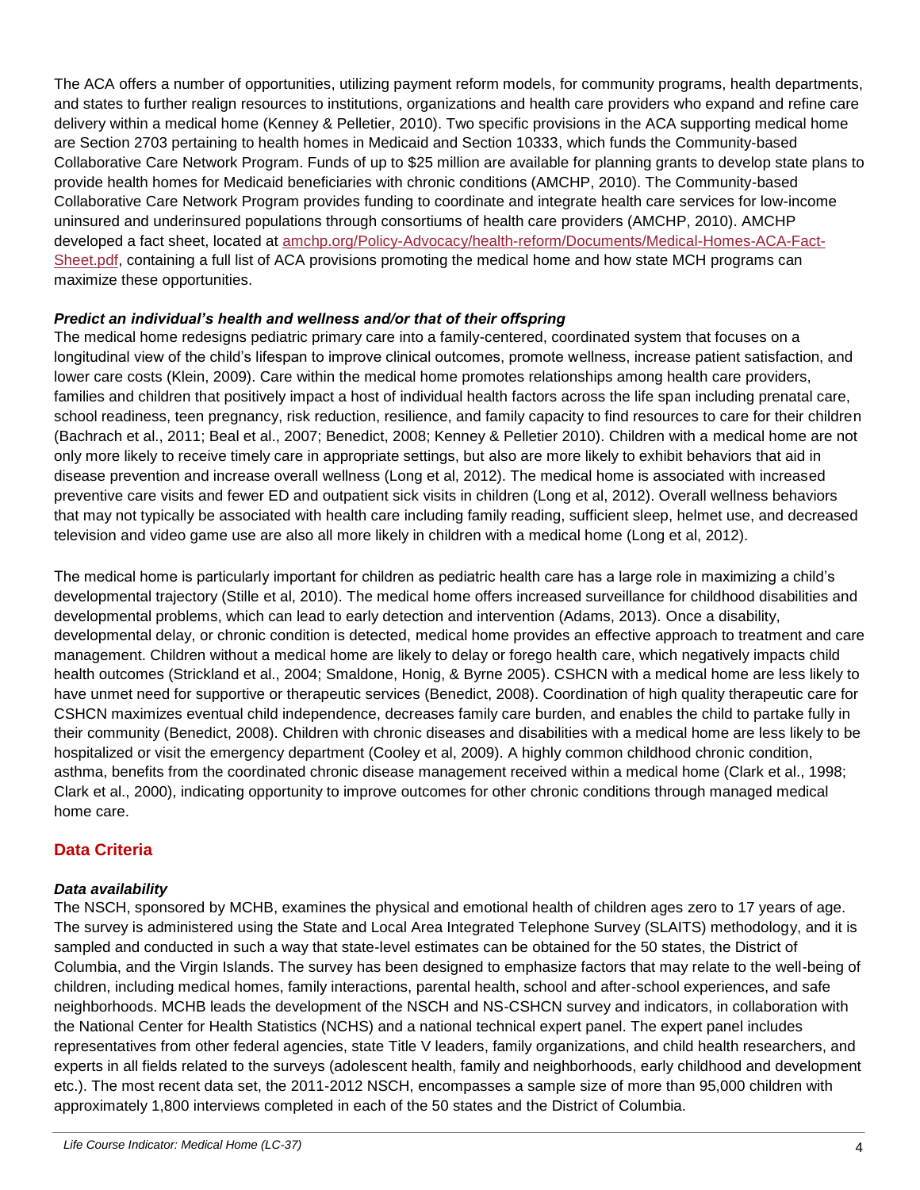The ACA offers a number of opportunities, utilizing payment reform models, for community programs, health departments, and states to further realign resources to institutions, organizations and health care providers who expand and refine care delivery within a medical home (Kenney & Pelletier, 2010). Two specific provisions in the ACA supporting medical home are Section 2703 pertaining to health homes in Medicaid and Section 10333, which funds the Community-based Collaborative Care Network Program. Funds of up to $25 million are available for planning grants to develop state plans to provide health homes for Medicaid beneficiaries with chronic conditions (AMCHP, 2010). The Community-based Collaborative Care Network Program provides funding to coordinate and integrate health care services for low-income uninsured and underinsured populations through consortiums of health care providers (AMCHP, 2010). AMCHP developed a fact sheet, located at [amchp.org/Policy-Advocacy/health-reform/Documents/Medical-Homes-ACA-Fact-Sheet.pdf](amchp.org/Policy-Advocacy/health-reform/Documents/Medical-Homes-ACA-Fact-Sheet.pdf), containing a full list of ACA provisions promoting the medical home and how state MCH programs can maximize these opportunities.

### *Predict an individual's health and wellness and/or that of their offspring*

The medical home redesigns pediatric primary care into a family-centered, coordinated system that focuses on a longitudinal view of the child's lifespan to improve clinical outcomes, promote wellness, increase patient satisfaction, and lower care costs (Klein, 2009). Care within the medical home promotes relationships among health care providers, families and children that positively impact a host of individual health factors across the life span including prenatal care, school readiness, teen pregnancy, risk reduction, resilience, and family capacity to find resources to care for their children (Bachrach et al., 2011; Beal et al., 2007; Benedict, 2008; Kenney & Pelletier 2010). Children with a medical home are not only more likely to receive timely care in appropriate settings, but also are more likely to exhibit behaviors that aid in disease prevention and increase overall wellness (Long et al, 2012). The medical home is associated with increased preventive care visits and fewer ED and outpatient sick visits in children (Long et al, 2012). Overall wellness behaviors that may not typically be associated with health care including family reading, sufficient sleep, helmet use, and decreased television and video game use are also all more likely in children with a medical home (Long et al, 2012).

The medical home is particularly important for children as pediatric health care has a large role in maximizing a child's developmental trajectory (Stille et al, 2010). The medical home offers increased surveillance for childhood disabilities and developmental problems, which can lead to early detection and intervention (Adams, 2013). Once a disability, developmental delay, or chronic condition is detected, medical home provides an effective approach to treatment and care management. Children without a medical home are likely to delay or forego health care, which negatively impacts child health outcomes (Strickland et al., 2004; Smaldone, Honig, & Byrne 2005). CSHCN with a medical home are less likely to have unmet need for supportive or therapeutic services (Benedict, 2008). Coordination of high quality therapeutic care for CSHCN maximizes eventual child independence, decreases family care burden, and enables the child to partake fully in their community (Benedict, 2008). Children with chronic diseases and disabilities with a medical home are less likely to be hospitalized or visit the emergency department (Cooley et al, 2009). A highly common childhood chronic condition, asthma, benefits from the coordinated chronic disease management received within a medical home (Clark et al., 1998; Clark et al., 2000), indicating opportunity to improve outcomes for other chronic conditions through managed medical home care.

## Data Criteria

### *Data availability*

The NSCH, sponsored by MCHB, examines the physical and emotional health of children ages zero to 17 years of age. The survey is administered using the State and Local Area Integrated Telephone Survey (SLAITS) methodology, and it is sampled and conducted in such a way that state-level estimates can be obtained for the 50 states, the District of Columbia, and the Virgin Islands. The survey has been designed to emphasize factors that may relate to the well-being of children, including medical homes, family interactions, parental health, school and after-school experiences, and safe neighborhoods. MCHB leads the development of the NSCH and NS-CSHCN survey and indicators, in collaboration with the National Center for Health Statistics (NCHS) and a national technical expert panel. The expert panel includes representatives from other federal agencies, state Title V leaders, family organizations, and child health researchers, and experts in all fields related to the surveys (adolescent health, family and neighborhoods, early childhood and development etc.). The most recent data set, the 2011-2012 NSCH, encompasses a sample size of more than 95,000 children with approximately 1,800 interviews completed in each of the 50 states and the District of Columbia.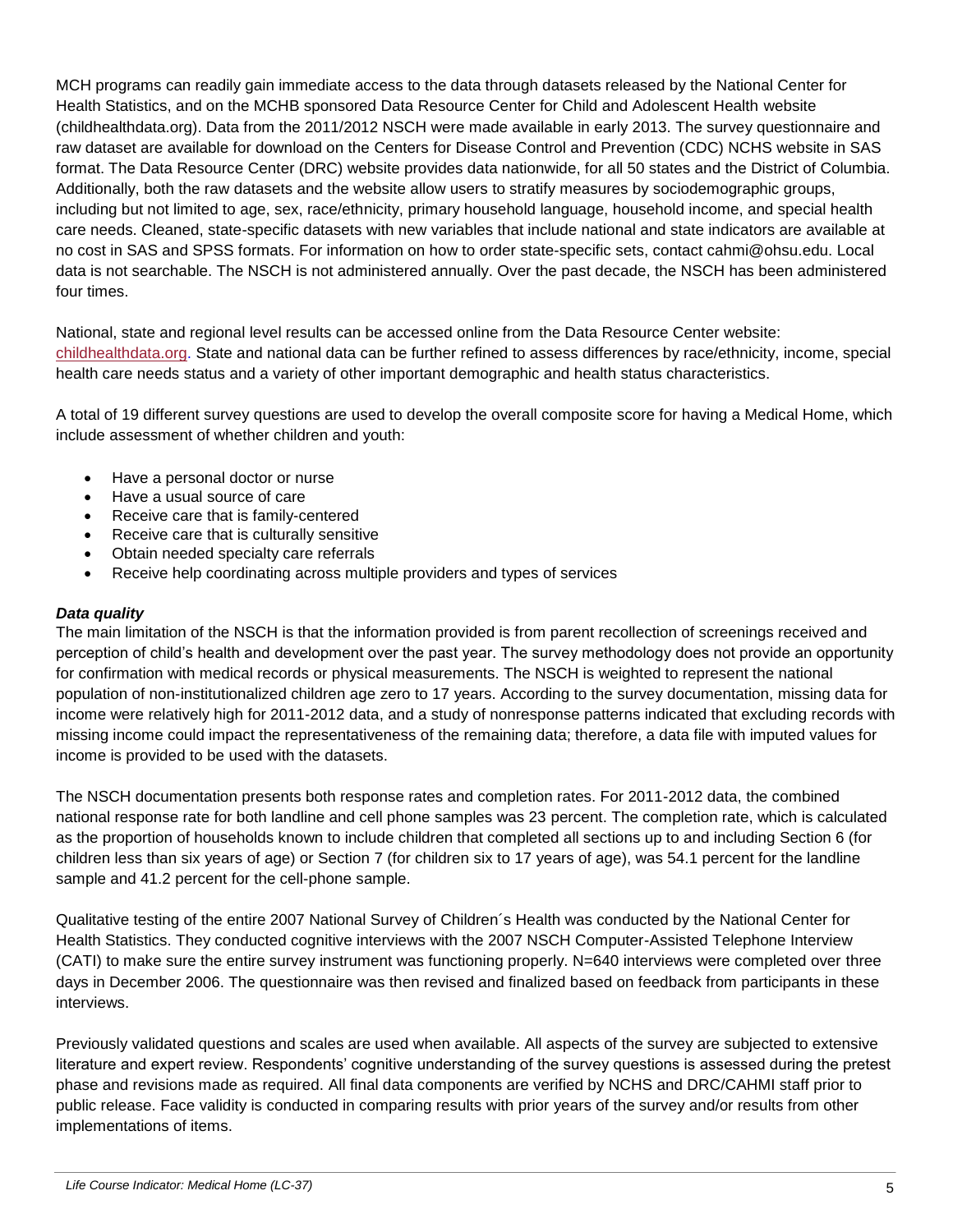MCH programs can readily gain immediate access to the data through datasets released by the National Center for Health Statistics, and on the MCHB sponsored Data Resource Center for Child and Adolescent Health website (childhealthdata.org). Data from the 2011/2012 NSCH were made available in early 2013. The survey questionnaire and raw dataset are available for download on the Centers for Disease Control and Prevention (CDC) NCHS website in SAS format. The Data Resource Center (DRC) website provides data nationwide, for all 50 states and the District of Columbia. Additionally, both the raw datasets and the website allow users to stratify measures by sociodemographic groups, including but not limited to age, sex, race/ethnicity, primary household language, household income, and special health care needs. Cleaned, state-specific datasets with new variables that include national and state indicators are available at no cost in SAS and SPSS formats. For information on how to order state-specific sets, contact cahmi@ohsu.edu. Local data is not searchable. The NSCH is not administered annually. Over the past decade, the NSCH has been administered four times.

National, state and regional level results can be accessed online from the Data Resource Center website: childhealthdata.org. State and national data can be further refined to assess differences by race/ethnicity, income, special health care needs status and a variety of other important demographic and health status characteristics.

A total of 19 different survey questions are used to develop the overall composite score for having a Medical Home, which include assessment of whether children and youth:

- Have a personal doctor or nurse
- Have a usual source of care
- Receive care that is family-centered
- Receive care that is culturally sensitive
- Obtain needed specialty care referrals
- Receive help coordinating across multiple providers and types of services

***Data quality***

The main limitation of the NSCH is that the information provided is from parent recollection of screenings received and perception of child's health and development over the past year. The survey methodology does not provide an opportunity for confirmation with medical records or physical measurements. The NSCH is weighted to represent the national population of non-institutionalized children age zero to 17 years. According to the survey documentation, missing data for income were relatively high for 2011-2012 data, and a study of nonresponse patterns indicated that excluding records with missing income could impact the representativeness of the remaining data; therefore, a data file with imputed values for income is provided to be used with the datasets.

The NSCH documentation presents both response rates and completion rates. For 2011-2012 data, the combined national response rate for both landline and cell phone samples was 23 percent. The completion rate, which is calculated as the proportion of households known to include children that completed all sections up to and including Section 6 (for children less than six years of age) or Section 7 (for children six to 17 years of age), was 54.1 percent for the landline sample and 41.2 percent for the cell-phone sample.

Qualitative testing of the entire 2007 National Survey of Children´s Health was conducted by the National Center for Health Statistics. They conducted cognitive interviews with the 2007 NSCH Computer-Assisted Telephone Interview (CATI) to make sure the entire survey instrument was functioning properly. N=640 interviews were completed over three days in December 2006. The questionnaire was then revised and finalized based on feedback from participants in these interviews.

Previously validated questions and scales are used when available. All aspects of the survey are subjected to extensive literature and expert review. Respondents' cognitive understanding of the survey questions is assessed during the pretest phase and revisions made as required. All final data components are verified by NCHS and DRC/CAHMI staff prior to public release. Face validity is conducted in comparing results with prior years of the survey and/or results from other implementations of items.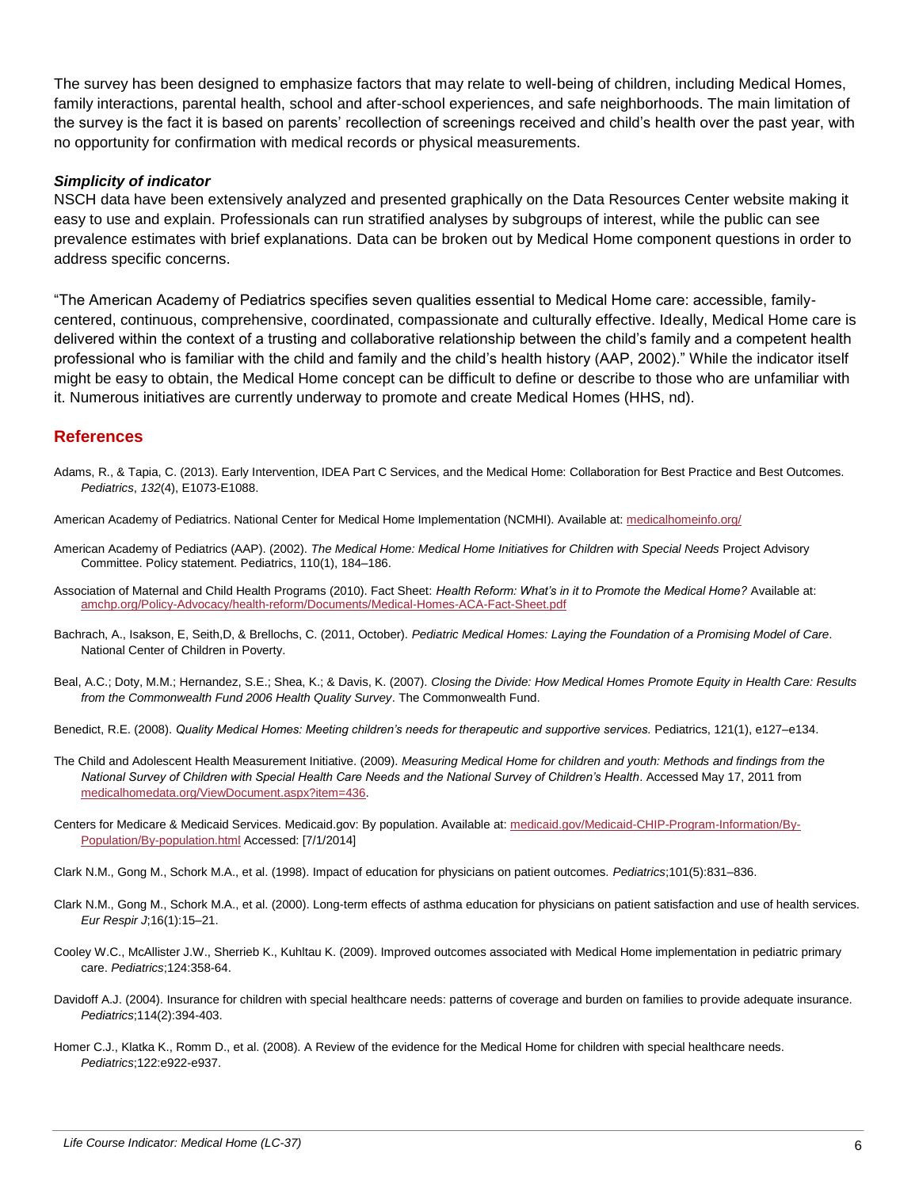The survey has been designed to emphasize factors that may relate to well-being of children, including Medical Homes, family interactions, parental health, school and after-school experiences, and safe neighborhoods. The main limitation of the survey is the fact it is based on parents' recollection of screenings received and child's health over the past year, with no opportunity for confirmation with medical records or physical measurements.

***Simplicity of indicator***

NSCH data have been extensively analyzed and presented graphically on the Data Resources Center website making it easy to use and explain. Professionals can run stratified analyses by subgroups of interest, while the public can see prevalence estimates with brief explanations. Data can be broken out by Medical Home component questions in order to address specific concerns.

"The American Academy of Pediatrics specifies seven qualities essential to Medical Home care: accessible, family-centered, continuous, comprehensive, coordinated, compassionate and culturally effective. Ideally, Medical Home care is delivered within the context of a trusting and collaborative relationship between the child's family and a competent health professional who is familiar with the child and family and the child's health history (AAP, 2002)." While the indicator itself might be easy to obtain, the Medical Home concept can be difficult to define or describe to those who are unfamiliar with it. Numerous initiatives are currently underway to promote and create Medical Homes (HHS, nd).

## References

Adams, R., & Tapia, C. (2013). Early Intervention, IDEA Part C Services, and the Medical Home: Collaboration for Best Practice and Best Outcomes. *Pediatrics*, *132*(4), E1073-E1088.

American Academy of Pediatrics. National Center for Medical Home Implementation (NCMHI). Available at: medicalhomeinfo.org/

American Academy of Pediatrics (AAP). (2002). *The Medical Home: Medical Home Initiatives for Children with Special Needs* Project Advisory Committee. Policy statement. Pediatrics, 110(1), 184–186.

Association of Maternal and Child Health Programs (2010). Fact Sheet: *Health Reform: What's in it to Promote the Medical Home?* Available at: amchp.org/Policy-Advocacy/health-reform/Documents/Medical-Homes-ACA-Fact-Sheet.pdf

Bachrach, A., Isakson, E, Seith,D, & Brellochs, C. (2011, October). *Pediatric Medical Homes: Laying the Foundation of a Promising Model of Care*. National Center of Children in Poverty.

Beal, A.C.; Doty, M.M.; Hernandez, S.E.; Shea, K.; & Davis, K. (2007). *Closing the Divide: How Medical Homes Promote Equity in Health Care: Results from the Commonwealth Fund 2006 Health Quality Survey*. The Commonwealth Fund.

Benedict, R.E. (2008). *Quality Medical Homes: Meeting children's needs for therapeutic and supportive services.* Pediatrics, 121(1), e127–e134.

The Child and Adolescent Health Measurement Initiative. (2009). *Measuring Medical Home for children and youth: Methods and findings from the National Survey of Children with Special Health Care Needs and the National Survey of Children's Health*. Accessed May 17, 2011 from medicalhomedata.org/ViewDocument.aspx?item=436.

Centers for Medicare & Medicaid Services. Medicaid.gov: By population. Available at: medicaid.gov/Medicaid-CHIP-Program-Information/By-Population/By-population.html Accessed: [7/1/2014]

Clark N.M., Gong M., Schork M.A., et al. (1998). Impact of education for physicians on patient outcomes. *Pediatrics*;101(5):831–836.

Clark N.M., Gong M., Schork M.A., et al. (2000). Long-term effects of asthma education for physicians on patient satisfaction and use of health services. *Eur Respir J*;16(1):15–21.

Cooley W.C., McAllister J.W., Sherrieb K., Kuhltau K. (2009). Improved outcomes associated with Medical Home implementation in pediatric primary care. *Pediatrics*;124:358-64.

Davidoff A.J. (2004). Insurance for children with special healthcare needs: patterns of coverage and burden on families to provide adequate insurance. *Pediatrics*;114(2):394-403.

Homer C.J., Klatka K., Romm D., et al. (2008). A Review of the evidence for the Medical Home for children with special healthcare needs. *Pediatrics*;122:e922-e937.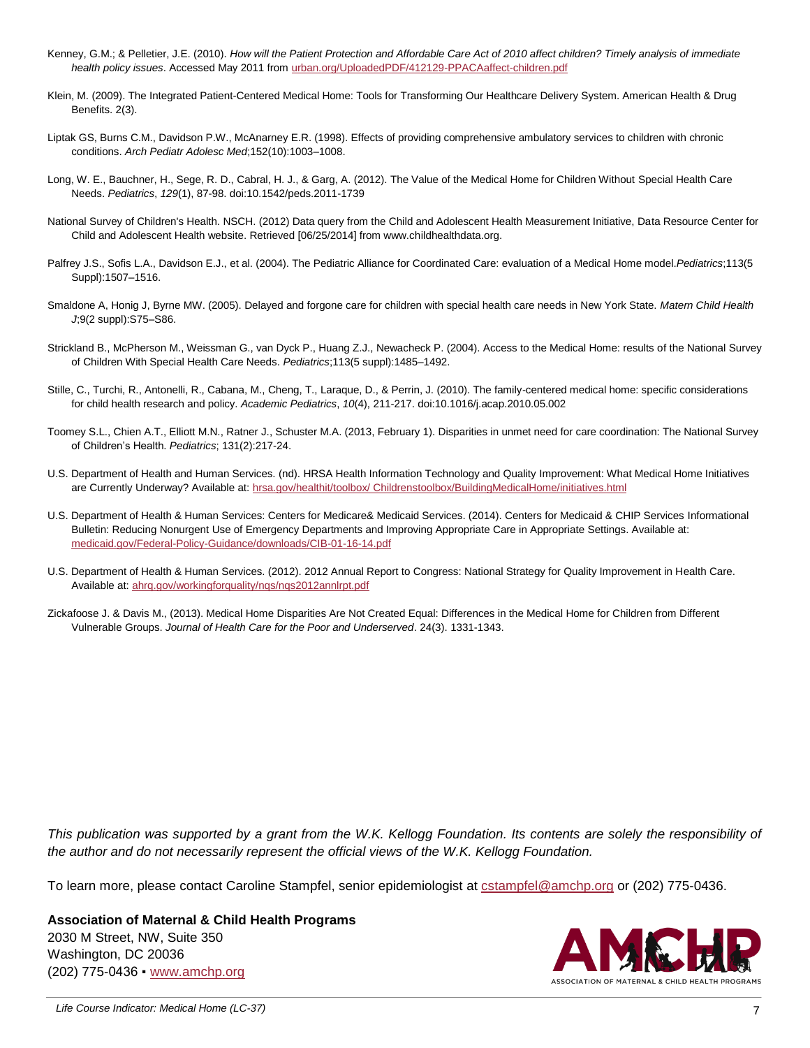Kenney, G.M.; & Pelletier, J.E. (2010). *How will the Patient Protection and Affordable Care Act of 2010 affect children? Timely analysis of immediate health policy issues*. Accessed May 2011 from urban.org/UploadedPDF/412129-PPACAaffect-children.pdf

Klein, M. (2009). The Integrated Patient-Centered Medical Home: Tools for Transforming Our Healthcare Delivery System. American Health & Drug Benefits. 2(3).

Liptak GS, Burns C.M., Davidson P.W., McAnarney E.R. (1998). Effects of providing comprehensive ambulatory services to children with chronic conditions. *Arch Pediatr Adolesc Med*;152(10):1003–1008.

Long, W. E., Bauchner, H., Sege, R. D., Cabral, H. J., & Garg, A. (2012). The Value of the Medical Home for Children Without Special Health Care Needs. *Pediatrics*, *129*(1), 87-98. doi:10.1542/peds.2011-1739

National Survey of Children's Health. NSCH. (2012) Data query from the Child and Adolescent Health Measurement Initiative, Data Resource Center for Child and Adolescent Health website. Retrieved [06/25/2014] from www.childhealthdata.org.

Palfrey J.S., Sofis L.A., Davidson E.J., et al. (2004). The Pediatric Alliance for Coordinated Care: evaluation of a Medical Home model.*Pediatrics*;113(5 Suppl):1507–1516.

Smaldone A, Honig J, Byrne MW. (2005). Delayed and forgone care for children with special health care needs in New York State. *Matern Child Health J*;9(2 suppl):S75–S86.

Strickland B., McPherson M., Weissman G., van Dyck P., Huang Z.J., Newacheck P. (2004). Access to the Medical Home: results of the National Survey of Children With Special Health Care Needs. *Pediatrics*;113(5 suppl):1485–1492.

Stille, C., Turchi, R., Antonelli, R., Cabana, M., Cheng, T., Laraque, D., & Perrin, J. (2010). The family-centered medical home: specific considerations for child health research and policy. *Academic Pediatrics*, *10*(4), 211-217. doi:10.1016/j.acap.2010.05.002

Toomey S.L., Chien A.T., Elliott M.N., Ratner J., Schuster M.A. (2013, February 1). Disparities in unmet need for care coordination: The National Survey of Children's Health. *Pediatrics*; 131(2):217-24.

U.S. Department of Health and Human Services. (nd). HRSA Health Information Technology and Quality Improvement: What Medical Home Initiatives are Currently Underway? Available at: hrsa.gov/healthit/toolbox/ Childrenstoolbox/BuildingMedicalHome/initiatives.html

U.S. Department of Health & Human Services: Centers for Medicare& Medicaid Services. (2014). Centers for Medicaid & CHIP Services Informational Bulletin: Reducing Nonurgent Use of Emergency Departments and Improving Appropriate Care in Appropriate Settings. Available at: medicaid.gov/Federal-Policy-Guidance/downloads/CIB-01-16-14.pdf

U.S. Department of Health & Human Services. (2012). 2012 Annual Report to Congress: National Strategy for Quality Improvement in Health Care. Available at: ahrq.gov/workingforquality/nqs/nqs2012annlrpt.pdf

Zickafoose J. & Davis M., (2013). Medical Home Disparities Are Not Created Equal: Differences in the Medical Home for Children from Different Vulnerable Groups. *Journal of Health Care for the Poor and Underserved*. 24(3). 1331-1343.

*This publication was supported by a grant from the W.K. Kellogg Foundation. Its contents are solely the responsibility of the author and do not necessarily represent the official views of the W.K. Kellogg Foundation.*

To learn more, please contact Caroline Stampfel, senior epidemiologist at cstampfel@amchp.org or (202) 775-0436.

**Association of Maternal & Child Health Programs**
2030 M Street, NW, Suite 350
Washington, DC 20036
(202) 775-0436 ▪ www.amchp.org

AMCHP
ASSOCIATION OF MATERNAL & CHILD HEALTH PROGRAMS